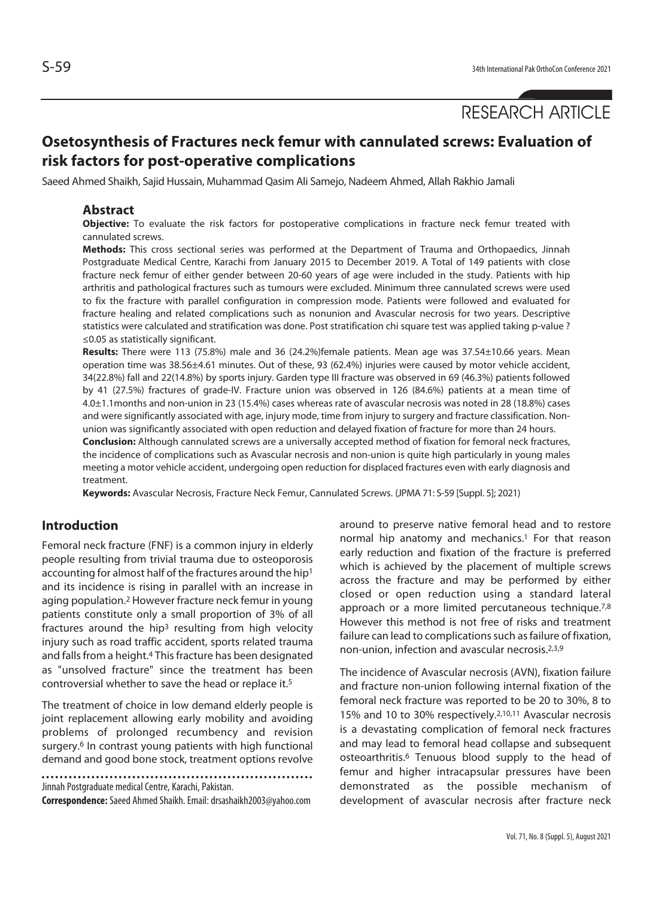RESEARCH ARTICLE

# Osetosynthesis of Fractures neck femur with cannulated screws: Evaluation of risk factors for post-operative complications

Saeed Ahmed Shaikh, Sajid Hussain, Muhammad Qasim Ali Samejo, Nadeem Ahmed, Allah Rakhio Jamali

## Abstract

**Objective:** To evaluate the risk factors for postoperative complications in fracture neck femur treated with cannulated screws.

**Methods:** This cross sectional series was performed at the Department of Trauma and Orthopaedics, Jinnah Postgraduate Medical Centre, Karachi from January 2015 to December 2019. A Total of 149 patients with close fracture neck femur of either gender between 20-60 years of age were included in the study. Patients with hip arthritis and pathological fractures such as tumours were excluded. Minimum three cannulated screws were used to fix the fracture with parallel configuration in compression mode. Patients were followed and evaluated for fracture healing and related complications such as nonunion and Avascular necrosis for two years. Descriptive statistics were calculated and stratification was done. Post stratification chi square test was applied taking p-value ? ≤0.05 as statistically significant.

**Results:** There were 113 (75.8%) male and 36 (24.2%)female patients. Mean age was 37.54±10.66 years. Mean operation time was 38.56±4.61 minutes. Out of these, 93 (62.4%) injuries were caused by motor vehicle accident, 34(22.8%) fall and 22(14.8%) by sports injury. Garden type III fracture was observed in 69 (46.3%) patients followed by 41 (27.5%) fractures of grade-IV. Fracture union was observed in 126 (84.6%) patients at a mean time of 4.0±1.1months and non-union in 23 (15.4%) cases whereas rate of avascular necrosis was noted in 28 (18.8%) cases and were significantly associated with age, injury mode, time from injury to surgery and fracture classification. Non-union was significantly associated with open reduction and delayed fixation of fracture for more than 24 hours.

**Conclusion:** Although cannulated screws are a universally accepted method of fixation for femoral neck fractures, the incidence of complications such as Avascular necrosis and non-union is quite high particularly in young males meeting a motor vehicle accident, undergoing open reduction for displaced fractures even with early diagnosis and treatment.

**Keywords:** Avascular Necrosis, Fracture Neck Femur, Cannulated Screws. (JPMA 71: S-59 [Suppl. 5]; 2021)

## Introduction

Femoral neck fracture (FNF) is a common injury in elderly people resulting from trivial trauma due to osteoporosis accounting for almost half of the fractures around the hip[1] and its incidence is rising in parallel with an increase in aging population.[2] However fracture neck femur in young patients constitute only a small proportion of 3% of all fractures around the hip[3] resulting from high velocity injury such as road traffic accident, sports related trauma and falls from a height.[4] This fracture has been designated as "unsolved fracture" since the treatment has been controversial whether to save the head or replace it.[5]

The treatment of choice in low demand elderly people is joint replacement allowing early mobility and avoiding problems of prolonged recumbency and revision surgery.[6] In contrast young patients with high functional demand and good bone stock, treatment options revolve around to preserve native femoral head and to restore normal hip anatomy and mechanics.[1] For that reason early reduction and fixation of the fracture is preferred which is achieved by the placement of multiple screws across the fracture and may be performed by either closed or open reduction using a standard lateral approach or a more limited percutaneous technique.[7,8] However this method is not free of risks and treatment failure can lead to complications such as failure of fixation, non-union, infection and avascular necrosis.[2,3,9]

The incidence of Avascular necrosis (AVN), fixation failure and fracture non-union following internal fixation of the femoral neck fracture was reported to be 20 to 30%, 8 to 15% and 10 to 30% respectively.[2,10,11] Avascular necrosis is a devastating complication of femoral neck fractures and may lead to femoral head collapse and subsequent osteoarthritis.[6] Tenuous blood supply to the head of femur and higher intracapsular pressures have been demonstrated as the possible mechanism of development of avascular necrosis after fracture neck

Jinnah Postgraduate medical Centre, Karachi, Pakistan.

**Correspondence:** Saeed Ahmed Shaikh. Email: drsashaikh2003@yahoo.com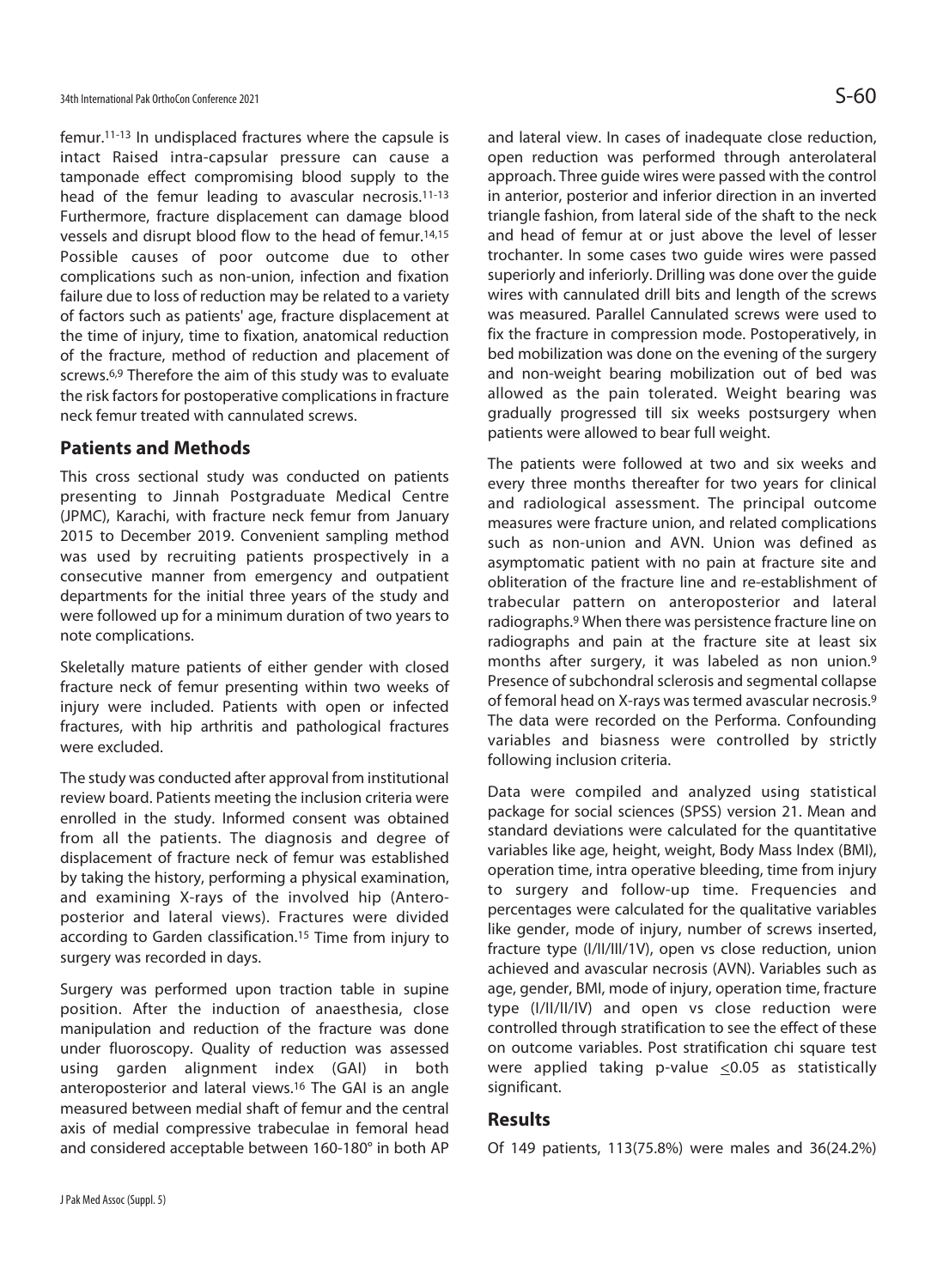femur.[11-13] In undisplaced fractures where the capsule is intact Raised intra-capsular pressure can cause a tamponade effect compromising blood supply to the head of the femur leading to avascular necrosis.[11-13] Furthermore, fracture displacement can damage blood vessels and disrupt blood flow to the head of femur.[14,15] Possible causes of poor outcome due to other complications such as non-union, infection and fixation failure due to loss of reduction may be related to a variety of factors such as patients' age, fracture displacement at the time of injury, time to fixation, anatomical reduction of the fracture, method of reduction and placement of screws.[6,9] Therefore the aim of this study was to evaluate the risk factors for postoperative complications in fracture neck femur treated with cannulated screws.

## Patients and Methods

This cross sectional study was conducted on patients presenting to Jinnah Postgraduate Medical Centre (JPMC), Karachi, with fracture neck femur from January 2015 to December 2019. Convenient sampling method was used by recruiting patients prospectively in a consecutive manner from emergency and outpatient departments for the initial three years of the study and were followed up for a minimum duration of two years to note complications.

Skeletally mature patients of either gender with closed fracture neck of femur presenting within two weeks of injury were included. Patients with open or infected fractures, with hip arthritis and pathological fractures were excluded.

The study was conducted after approval from institutional review board. Patients meeting the inclusion criteria were enrolled in the study. Informed consent was obtained from all the patients. The diagnosis and degree of displacement of fracture neck of femur was established by taking the history, performing a physical examination, and examining X-rays of the involved hip (Antero-posterior and lateral views). Fractures were divided according to Garden classification.[15] Time from injury to surgery was recorded in days.

Surgery was performed upon traction table in supine position. After the induction of anaesthesia, close manipulation and reduction of the fracture was done under fluoroscopy. Quality of reduction was assessed using garden alignment index (GAI) in both anteroposterior and lateral views.[16] The GAI is an angle measured between medial shaft of femur and the central axis of medial compressive trabeculae in femoral head and considered acceptable between 160-180° in both AP and lateral view. In cases of inadequate close reduction, open reduction was performed through anterolateral approach. Three guide wires were passed with the control in anterior, posterior and inferior direction in an inverted triangle fashion, from lateral side of the shaft to the neck and head of femur at or just above the level of lesser trochanter. In some cases two guide wires were passed superiorly and inferiorly. Drilling was done over the guide wires with cannulated drill bits and length of the screws was measured. Parallel Cannulated screws were used to fix the fracture in compression mode. Postoperatively, in bed mobilization was done on the evening of the surgery and non-weight bearing mobilization out of bed was allowed as the pain tolerated. Weight bearing was gradually progressed till six weeks postsurgery when patients were allowed to bear full weight.

The patients were followed at two and six weeks and every three months thereafter for two years for clinical and radiological assessment. The principal outcome measures were fracture union, and related complications such as non-union and AVN. Union was defined as asymptomatic patient with no pain at fracture site and obliteration of the fracture line and re-establishment of trabecular pattern on anteroposterior and lateral radiographs.[9] When there was persistence fracture line on radiographs and pain at the fracture site at least six months after surgery, it was labeled as non union.[9] Presence of subchondral sclerosis and segmental collapse of femoral head on X-rays was termed avascular necrosis.[9] The data were recorded on the Performa. Confounding variables and biasness were controlled by strictly following inclusion criteria.

Data were compiled and analyzed using statistical package for social sciences (SPSS) version 21. Mean and standard deviations were calculated for the quantitative variables like age, height, weight, Body Mass Index (BMI), operation time, intra operative bleeding, time from injury to surgery and follow-up time. Frequencies and percentages were calculated for the qualitative variables like gender, mode of injury, number of screws inserted, fracture type (I/II/III/1V), open vs close reduction, union achieved and avascular necrosis (AVN). Variables such as age, gender, BMI, mode of injury, operation time, fracture type (I/II/II/IV) and open vs close reduction were controlled through stratification to see the effect of these on outcome variables. Post stratification chi square test were applied taking p-value $\leq$0.05 as statistically significant.

## Results

Of 149 patients, 113(75.8%) were males and 36(24.2%)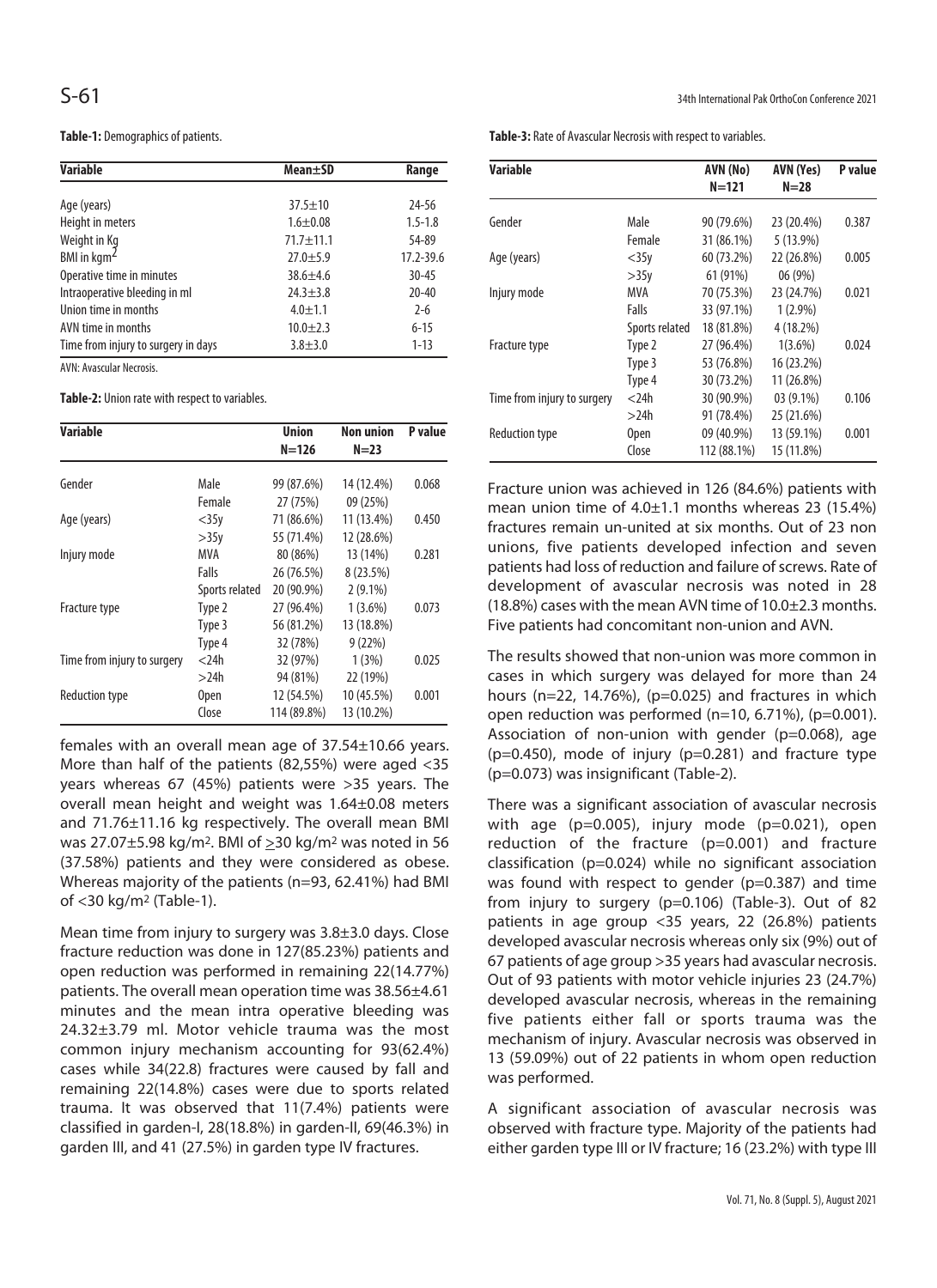**Table-1:** Demographics of patients.

| Variable | Mean±SD | Range |
|---|---|---|
| Age (years) | 37.5±10 | 24-56 |
| Height in meters | 1.6±0.08 | 1.5-1.8 |
| Weight in Kg | 71.7±11.1 | 54-89 |
| BMI in $kgm^2$ | 27.0±5.9 | 17.2-39.6 |
| Operative time in minutes | 38.6±4.6 | 30-45 |
| Intraoperative bleeding in ml | 24.3±3.8 | 20-40 |
| Union time in months | 4.0±1.1 | 2-6 |
| AVN time in months | 10.0±2.3 | 6-15 |
| Time from injury to surgery in days | 3.8±3.0 | 1-13 |

AVN: Avascular Necrosis.

**Table-2:** Union rate with respect to variables.

| Variable | | Union N=126 | Non union N=23 | P value |
|---|---|---|---|---|
| Gender | Male | 99 (87.6%) | 14 (12.4%) | 0.068 |
| | Female | 27 (75%) | 09 (25%) | |
| Age (years) | <35y | 71 (86.6%) | 11 (13.4%) | 0.450 |
| | >35y | 55 (71.4%) | 12 (28.6%) | |
| Injury mode | MVA | 80 (86%) | 13 (14%) | 0.281 |
| | Falls | 26 (76.5%) | 8 (23.5%) | |
| | Sports related | 20 (90.9%) | 2 (9.1%) | |
| Fracture type | Type 2 | 27 (96.4%) | 1 (3.6%) | 0.073 |
| | Type 3 | 56 (81.2%) | 13 (18.8%) | |
| | Type 4 | 32 (78%) | 9 (22%) | |
| Time from injury to surgery | <24h | 32 (97%) | 1 (3%) | 0.025 |
| | >24h | 94 (81%) | 22 (19%) | |
| Reduction type | Open | 12 (54.5%) | 10 (45.5%) | 0.001 |
| | Close | 114 (89.8%) | 13 (10.2%) | |

females with an overall mean age of 37.54±10.66 years. More than half of the patients (82,55%) were aged <35 years whereas 67 (45%) patients were >35 years. The overall mean height and weight was 1.64±0.08 meters and 71.76±11.16 kg respectively. The overall mean BMI was 27.07±5.98 kg/m². BMI of ≥30 kg/m² was noted in 56 (37.58%) patients and they were considered as obese. Whereas majority of the patients (n=93, 62.41%) had BMI of <30 kg/m² (Table-1).

Mean time from injury to surgery was 3.8±3.0 days. Close fracture reduction was done in 127(85.23%) patients and open reduction was performed in remaining 22(14.77%) patients. The overall mean operation time was 38.56±4.61 minutes and the mean intra operative bleeding was 24.32±3.79 ml. Motor vehicle trauma was the most common injury mechanism accounting for 93(62.4%) cases while 34(22.8) fractures were caused by fall and remaining 22(14.8%) cases were due to sports related trauma. It was observed that 11(7.4%) patients were classified in garden-I, 28(18.8%) in garden-II, 69(46.3%) in garden III, and 41 (27.5%) in garden type IV fractures.

**Table-3:** Rate of Avascular Necrosis with respect to variables.

| Variable | | AVN (No) N=121 | AVN (Yes) N=28 | P value |
|---|---|---|---|---|
| Gender | Male | 90 (79.6%) | 23 (20.4%) | 0.387 |
| | Female | 31 (86.1%) | 5 (13.9%) | |
| Age (years) | <35y | 60 (73.2%) | 22 (26.8%) | 0.005 |
| | >35y | 61 (91%) | 06 (9%) | |
| Injury mode | MVA | 70 (75.3%) | 23 (24.7%) | 0.021 |
| | Falls | 33 (97.1%) | 1 (2.9%) | |
| | Sports related | 18 (81.8%) | 4 (18.2%) | |
| Fracture type | Type 2 | 27 (96.4%) | 1(3.6%) | 0.024 |
| | Type 3 | 53 (76.8%) | 16 (23.2%) | |
| | Type 4 | 30 (73.2%) | 11 (26.8%) | |
| Time from injury to surgery | <24h | 30 (90.9%) | 03 (9.1%) | 0.106 |
| | >24h | 91 (78.4%) | 25 (21.6%) | |
| Reduction type | Open | 09 (40.9%) | 13 (59.1%) | 0.001 |
| | Close | 112 (88.1%) | 15 (11.8%) | |

Fracture union was achieved in 126 (84.6%) patients with mean union time of 4.0±1.1 months whereas 23 (15.4%) fractures remain un-united at six months. Out of 23 non unions, five patients developed infection and seven patients had loss of reduction and failure of screws. Rate of development of avascular necrosis was noted in 28 (18.8%) cases with the mean AVN time of 10.0±2.3 months. Five patients had concomitant non-union and AVN.

The results showed that non-union was more common in cases in which surgery was delayed for more than 24 hours (n=22, 14.76%), (p=0.025) and fractures in which open reduction was performed (n=10, 6.71%), (p=0.001). Association of non-union with gender (p=0.068), age (p=0.450), mode of injury (p=0.281) and fracture type (p=0.073) was insignificant (Table-2).

There was a significant association of avascular necrosis with age (p=0.005), injury mode (p=0.021), open reduction of the fracture (p=0.001) and fracture classification (p=0.024) while no significant association was found with respect to gender (p=0.387) and time from injury to surgery (p=0.106) (Table-3). Out of 82 patients in age group <35 years, 22 (26.8%) patients developed avascular necrosis whereas only six (9%) out of 67 patients of age group >35 years had avascular necrosis. Out of 93 patients with motor vehicle injuries 23 (24.7%) developed avascular necrosis, whereas in the remaining five patients either fall or sports trauma was the mechanism of injury. Avascular necrosis was observed in 13 (59.09%) out of 22 patients in whom open reduction was performed.

A significant association of avascular necrosis was observed with fracture type. Majority of the patients had either garden type III or IV fracture; 16 (23.2%) with type III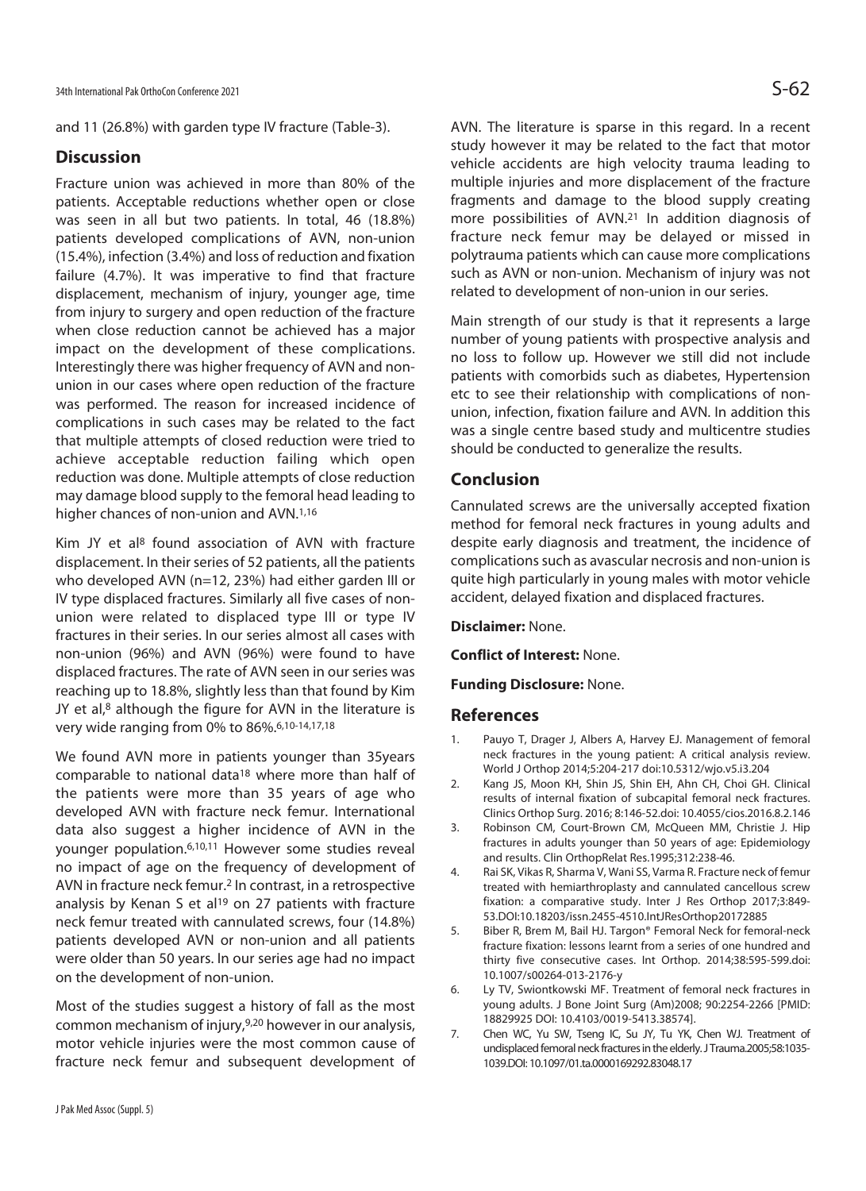and 11 (26.8%) with garden type IV fracture (Table-3).

## Discussion

Fracture union was achieved in more than 80% of the patients. Acceptable reductions whether open or close was seen in all but two patients. In total, 46 (18.8%) patients developed complications of AVN, non-union (15.4%), infection (3.4%) and loss of reduction and fixation failure (4.7%). It was imperative to find that fracture displacement, mechanism of injury, younger age, time from injury to surgery and open reduction of the fracture when close reduction cannot be achieved has a major impact on the development of these complications. Interestingly there was higher frequency of AVN and non-union in our cases where open reduction of the fracture was performed. The reason for increased incidence of complications in such cases may be related to the fact that multiple attempts of closed reduction were tried to achieve acceptable reduction failing which open reduction was done. Multiple attempts of close reduction may damage blood supply to the femoral head leading to higher chances of non-union and AVN.[1,16]

Kim JY et al[8] found association of AVN with fracture displacement. In their series of 52 patients, all the patients who developed AVN (n=12, 23%) had either garden III or IV type displaced fractures. Similarly all five cases of non-union were related to displaced type III or type IV fractures in their series. In our series almost all cases with non-union (96%) and AVN (96%) were found to have displaced fractures. The rate of AVN seen in our series was reaching up to 18.8%, slightly less than that found by Kim JY et al,[8] although the figure for AVN in the literature is very wide ranging from 0% to 86%.[6,10-14,17,18]

We found AVN more in patients younger than 35years comparable to national data[18] where more than half of the patients were more than 35 years of age who developed AVN with fracture neck femur. International data also suggest a higher incidence of AVN in the younger population.[6,10,11] However some studies reveal no impact of age on the frequency of development of AVN in fracture neck femur.[2] In contrast, in a retrospective analysis by Kenan S et al[19] on 27 patients with fracture neck femur treated with cannulated screws, four (14.8%) patients developed AVN or non-union and all patients were older than 50 years. In our series age had no impact on the development of non-union.

Most of the studies suggest a history of fall as the most common mechanism of injury,[9,20] however in our analysis, motor vehicle injuries were the most common cause of fracture neck femur and subsequent development of AVN. The literature is sparse in this regard. In a recent study however it may be related to the fact that motor vehicle accidents are high velocity trauma leading to multiple injuries and more displacement of the fracture fragments and damage to the blood supply creating more possibilities of AVN.[21] In addition diagnosis of fracture neck femur may be delayed or missed in polytrauma patients which can cause more complications such as AVN or non-union. Mechanism of injury was not related to development of non-union in our series.

Main strength of our study is that it represents a large number of young patients with prospective analysis and no loss to follow up. However we still did not include patients with comorbids such as diabetes, Hypertension etc to see their relationship with complications of non-union, infection, fixation failure and AVN. In addition this was a single centre based study and multicentre studies should be conducted to generalize the results.

## Conclusion

Cannulated screws are the universally accepted fixation method for femoral neck fractures in young adults and despite early diagnosis and treatment, the incidence of complications such as avascular necrosis and non-union is quite high particularly in young males with motor vehicle accident, delayed fixation and displaced fractures.

**Disclaimer:** None.

**Conflict of Interest:** None.

**Funding Disclosure:** None.

## References

1. Pauyo T, Drager J, Albers A, Harvey EJ. Management of femoral neck fractures in the young patient: A critical analysis review. World J Orthop 2014;5:204-217 doi:10.5312/wjo.v5.i3.204
2. Kang JS, Moon KH, Shin JS, Shin EH, Ahn CH, Choi GH. Clinical results of internal fixation of subcapital femoral neck fractures. Clinics Orthop Surg. 2016; 8:146-52.doi: 10.4055/cios.2016.8.2.146
3. Robinson CM, Court-Brown CM, McQueen MM, Christie J. Hip fractures in adults younger than 50 years of age: Epidemiology and results. Clin OrthopRelat Res.1995;312:238-46.
4. Rai SK, Vikas R, Sharma V, Wani SS, Varma R. Fracture neck of femur treated with hemiarthroplasty and cannulated cancellous screw fixation: a comparative study. Inter J Res Orthop 2017;3:849-53.DOI:10.18203/issn.2455-4510.IntJResOrthop20172885
5. Biber R, Brem M, Bail HJ. Targon® Femoral Neck for femoral-neck fracture fixation: lessons learnt from a series of one hundred and thirty five consecutive cases. Int Orthop. 2014;38:595-599.doi: 10.1007/s00264-013-2176-y
6. Ly TV, Swiontkowski MF. Treatment of femoral neck fractures in young adults. J Bone Joint Surg (Am)2008; 90:2254-2266 [PMID: 18829925 DOI: 10.4103/0019-5413.38574].
7. Chen WC, Yu SW, Tseng IC, Su JY, Tu YK, Chen WJ. Treatment of undisplaced femoral neck fractures in the elderly. J Trauma.2005;58:1035-1039.DOI: 10.1097/01.ta.0000169292.83048.17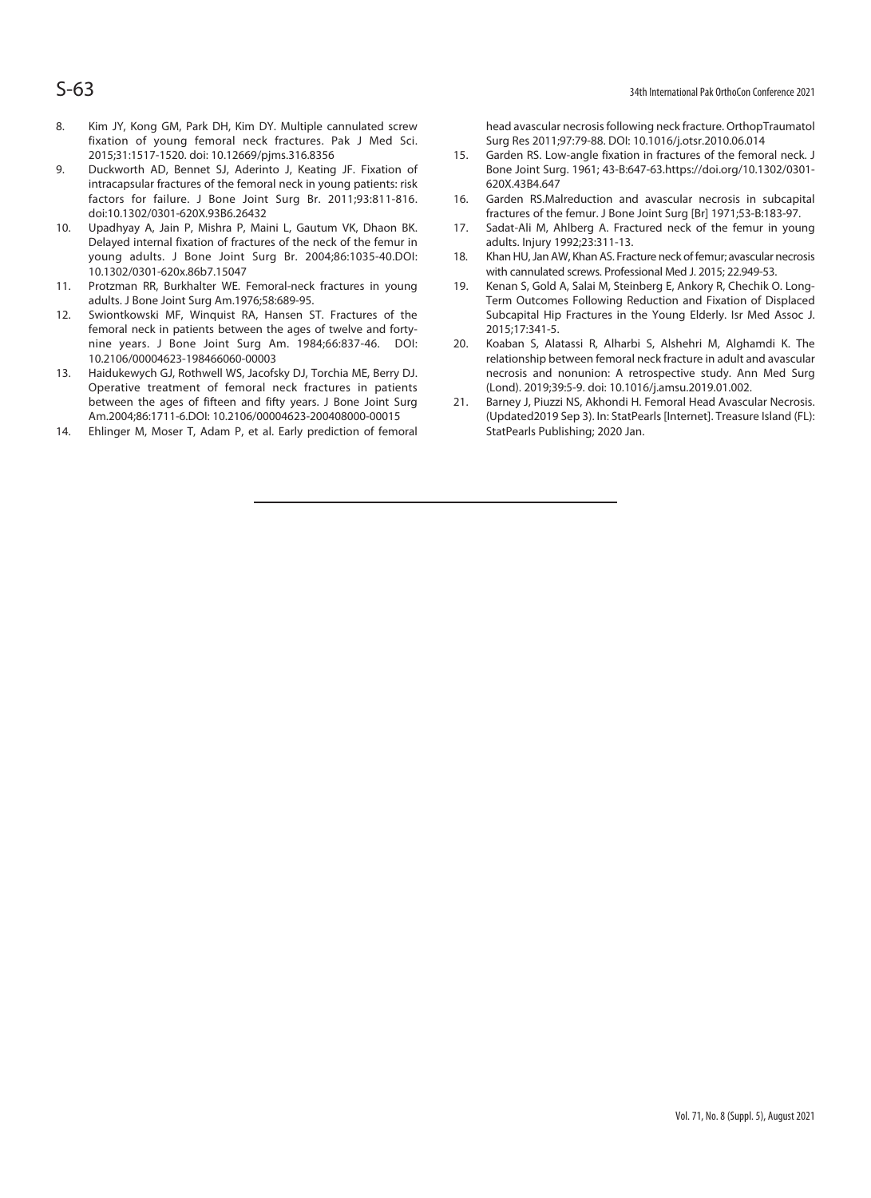8. Kim JY, Kong GM, Park DH, Kim DY. Multiple cannulated screw fixation of young femoral neck fractures. Pak J Med Sci. 2015;31:1517-1520. doi: 10.12669/pjms.316.8356
9. Duckworth AD, Bennet SJ, Aderinto J, Keating JF. Fixation of intracapsular fractures of the femoral neck in young patients: risk factors for failure. J Bone Joint Surg Br. 2011;93:811-816. doi:10.1302/0301-620X.93B6.26432
10. Upadhyay A, Jain P, Mishra P, Maini L, Gautum VK, Dhaon BK. Delayed internal fixation of fractures of the neck of the femur in young adults. J Bone Joint Surg Br. 2004;86:1035-40.DOI: 10.1302/0301-620x.86b7.15047
11. Protzman RR, Burkhalter WE. Femoral-neck fractures in young adults. J Bone Joint Surg Am.1976;58:689-95.
12. Swiontkowski MF, Winquist RA, Hansen ST. Fractures of the femoral neck in patients between the ages of twelve and forty-nine years. J Bone Joint Surg Am. 1984;66:837-46. DOI: 10.2106/00004623-198466060-00003
13. Haidukewych GJ, Rothwell WS, Jacofsky DJ, Torchia ME, Berry DJ. Operative treatment of femoral neck fractures in patients between the ages of fifteen and fifty years. J Bone Joint Surg Am.2004;86:1711-6.DOI: 10.2106/00004623-200408000-00015
14. Ehlinger M, Moser T, Adam P, et al. Early prediction of femoral head avascular necrosis following neck fracture. OrthopTraumatol Surg Res 2011;97:79-88. DOI: 10.1016/j.otsr.2010.06.014
15. Garden RS. Low-angle fixation in fractures of the femoral neck. J Bone Joint Surg. 1961; 43-B:647-63.https://doi.org/10.1302/0301-620X.43B4.647
16. Garden RS.Malreduction and avascular necrosis in subcapital fractures of the femur. J Bone Joint Surg [Br] 1971;53-B:183-97.
17. Sadat-Ali M, Ahlberg A. Fractured neck of the femur in young adults. Injury 1992;23:311-13.
18. Khan HU, Jan AW, Khan AS. Fracture neck of femur; avascular necrosis with cannulated screws. Professional Med J. 2015; 22.949-53.
19. Kenan S, Gold A, Salai M, Steinberg E, Ankory R, Chechik O. Long-Term Outcomes Following Reduction and Fixation of Displaced Subcapital Hip Fractures in the Young Elderly. Isr Med Assoc J. 2015;17:341-5.
20. Koaban S, Alatassi R, Alharbi S, Alshehri M, Alghamdi K. The relationship between femoral neck fracture in adult and avascular necrosis and nonunion: A retrospective study. Ann Med Surg (Lond). 2019;39:5-9. doi: 10.1016/j.amsu.2019.01.002.
21. Barney J, Piuzzi NS, Akhondi H. Femoral Head Avascular Necrosis. (Updated2019 Sep 3). In: StatPearls [Internet]. Treasure Island (FL): StatPearls Publishing; 2020 Jan.